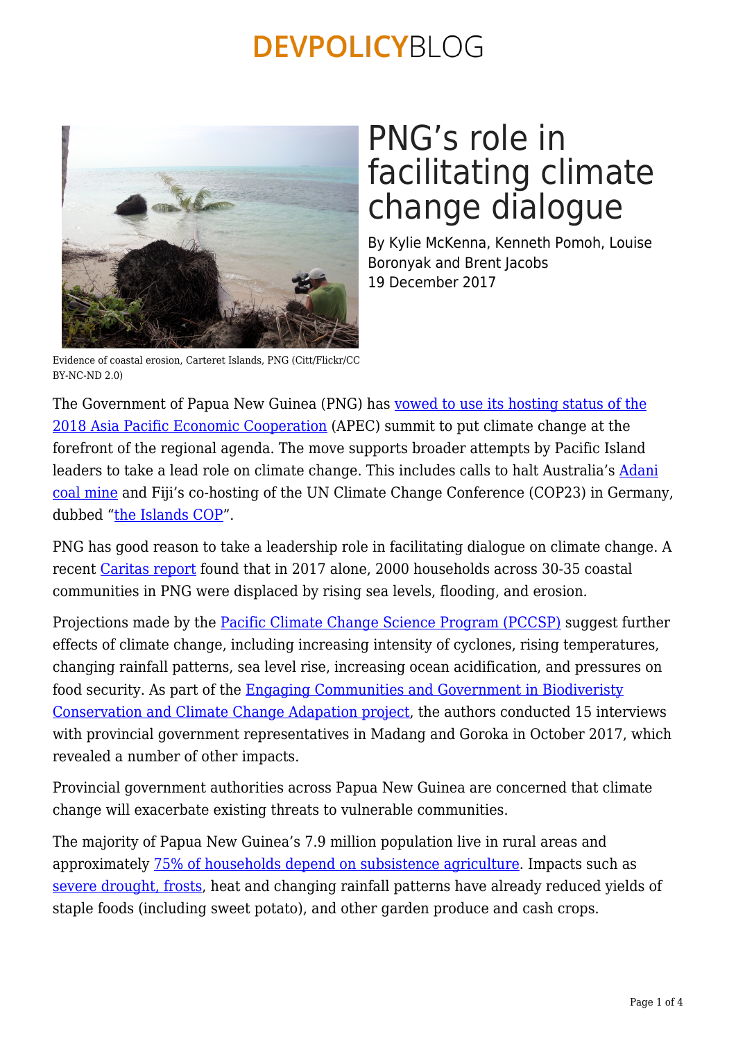# PNG's role in facilitating climate change dialogue

By Kylie McKenna, Kenneth Pomoh, Louise Boronyak and Brent Jacobs
19 December 2017

Evidence of coastal erosion, Carteret Islands, PNG (Citt/Flickr/CC BY-NC-ND 2.0)

The Government of Papua New Guinea (PNG) has vowed to use its hosting status of the 2018 Asia Pacific Economic Cooperation (APEC) summit to put climate change at the forefront of the regional agenda. The move supports broader attempts by Pacific Island leaders to take a lead role on climate change. This includes calls to halt Australia's Adani coal mine and Fiji's co-hosting of the UN Climate Change Conference (COP23) in Germany, dubbed "the Islands COP".

PNG has good reason to take a leadership role in facilitating dialogue on climate change. A recent Caritas report found that in 2017 alone, 2000 households across 30-35 coastal communities in PNG were displaced by rising sea levels, flooding, and erosion.

Projections made by the Pacific Climate Change Science Program (PCCSP) suggest further effects of climate change, including increasing intensity of cyclones, rising temperatures, changing rainfall patterns, sea level rise, increasing ocean acidification, and pressures on food security. As part of the Engaging Communities and Government in Biodiversity Conservation and Climate Change Adapation project, the authors conducted 15 interviews with provincial government representatives in Madang and Goroka in October 2017, which revealed a number of other impacts.

Provincial government authorities across Papua New Guinea are concerned that climate change will exacerbate existing threats to vulnerable communities.

The majority of Papua New Guinea's 7.9 million population live in rural areas and approximately 75% of households depend on subsistence agriculture. Impacts such as severe drought, frosts, heat and changing rainfall patterns have already reduced yields of staple foods (including sweet potato), and other garden produce and cash crops.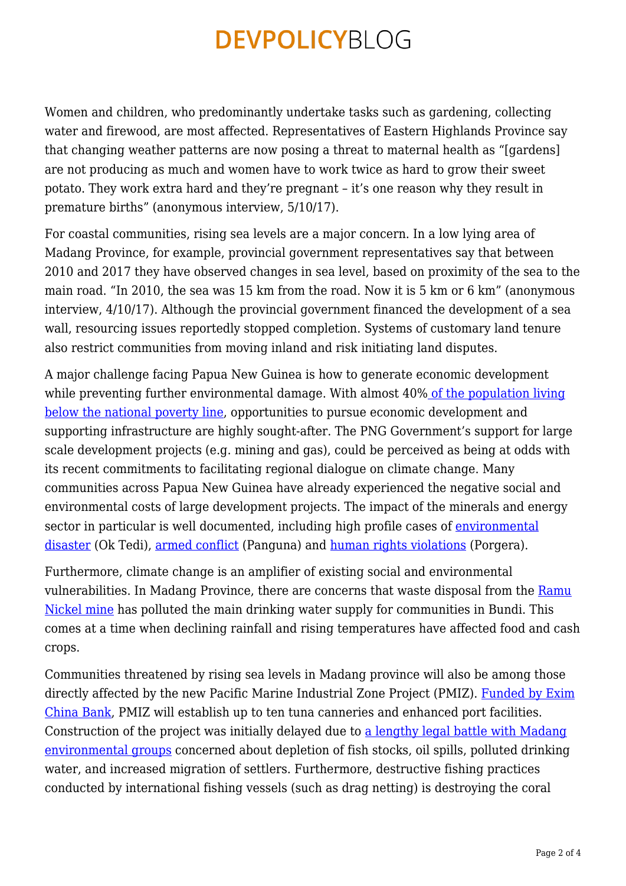Women and children, who predominantly undertake tasks such as gardening, collecting water and firewood, are most affected. Representatives of Eastern Highlands Province say that changing weather patterns are now posing a threat to maternal health as "[gardens] are not producing as much and women have to work twice as hard to grow their sweet potato. They work extra hard and they're pregnant – it's one reason why they result in premature births" (anonymous interview, 5/10/17).

For coastal communities, rising sea levels are a major concern. In a low lying area of Madang Province, for example, provincial government representatives say that between 2010 and 2017 they have observed changes in sea level, based on proximity of the sea to the main road. "In 2010, the sea was 15 km from the road. Now it is 5 km or 6 km" (anonymous interview, 4/10/17). Although the provincial government financed the development of a sea wall, resourcing issues reportedly stopped completion. Systems of customary land tenure also restrict communities from moving inland and risk initiating land disputes.

A major challenge facing Papua New Guinea is how to generate economic development while preventing further environmental damage. With almost 40% of the population living below the national poverty line, opportunities to pursue economic development and supporting infrastructure are highly sought-after. The PNG Government's support for large scale development projects (e.g. mining and gas), could be perceived as being at odds with its recent commitments to facilitating regional dialogue on climate change. Many communities across Papua New Guinea have already experienced the negative social and environmental costs of large development projects. The impact of the minerals and energy sector in particular is well documented, including high profile cases of environmental disaster (Ok Tedi), armed conflict (Panguna) and human rights violations (Porgera).

Furthermore, climate change is an amplifier of existing social and environmental vulnerabilities. In Madang Province, there are concerns that waste disposal from the Ramu Nickel mine has polluted the main drinking water supply for communities in Bundi. This comes at a time when declining rainfall and rising temperatures have affected food and cash crops.

Communities threatened by rising sea levels in Madang province will also be among those directly affected by the new Pacific Marine Industrial Zone Project (PMIZ). Funded by Exim China Bank, PMIZ will establish up to ten tuna canneries and enhanced port facilities. Construction of the project was initially delayed due to a lengthy legal battle with Madang environmental groups concerned about depletion of fish stocks, oil spills, polluted drinking water, and increased migration of settlers. Furthermore, destructive fishing practices conducted by international fishing vessels (such as drag netting) is destroying the coral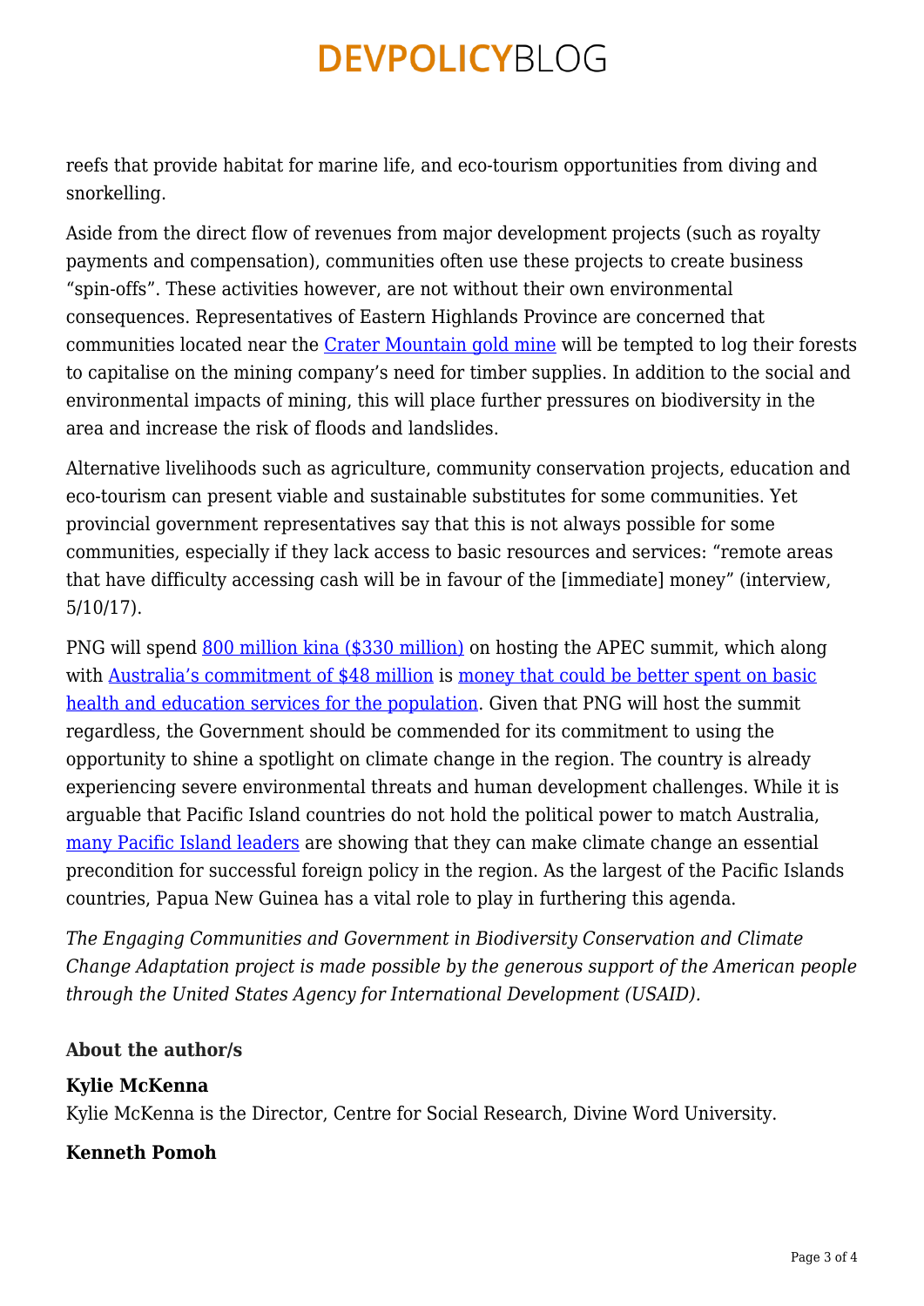reefs that provide habitat for marine life, and eco-tourism opportunities from diving and snorkelling.

Aside from the direct flow of revenues from major development projects (such as royalty payments and compensation), communities often use these projects to create business "spin-offs". These activities however, are not without their own environmental consequences. Representatives of Eastern Highlands Province are concerned that communities located near the Crater Mountain gold mine will be tempted to log their forests to capitalise on the mining company's need for timber supplies. In addition to the social and environmental impacts of mining, this will place further pressures on biodiversity in the area and increase the risk of floods and landslides.

Alternative livelihoods such as agriculture, community conservation projects, education and eco-tourism can present viable and sustainable substitutes for some communities. Yet provincial government representatives say that this is not always possible for some communities, especially if they lack access to basic resources and services: "remote areas that have difficulty accessing cash will be in favour of the [immediate] money" (interview, 5/10/17).

PNG will spend 800 million kina ($330 million) on hosting the APEC summit, which along with Australia's commitment of $48 million is money that could be better spent on basic health and education services for the population. Given that PNG will host the summit regardless, the Government should be commended for its commitment to using the opportunity to shine a spotlight on climate change in the region. The country is already experiencing severe environmental threats and human development challenges. While it is arguable that Pacific Island countries do not hold the political power to match Australia, many Pacific Island leaders are showing that they can make climate change an essential precondition for successful foreign policy in the region. As the largest of the Pacific Islands countries, Papua New Guinea has a vital role to play in furthering this agenda.

*The Engaging Communities and Government in Biodiversity Conservation and Climate Change Adaptation project is made possible by the generous support of the American people through the United States Agency for International Development (USAID).*

### About the author/s

**Kylie McKenna**
Kylie McKenna is the Director, Centre for Social Research, Divine Word University.

**Kenneth Pomoh**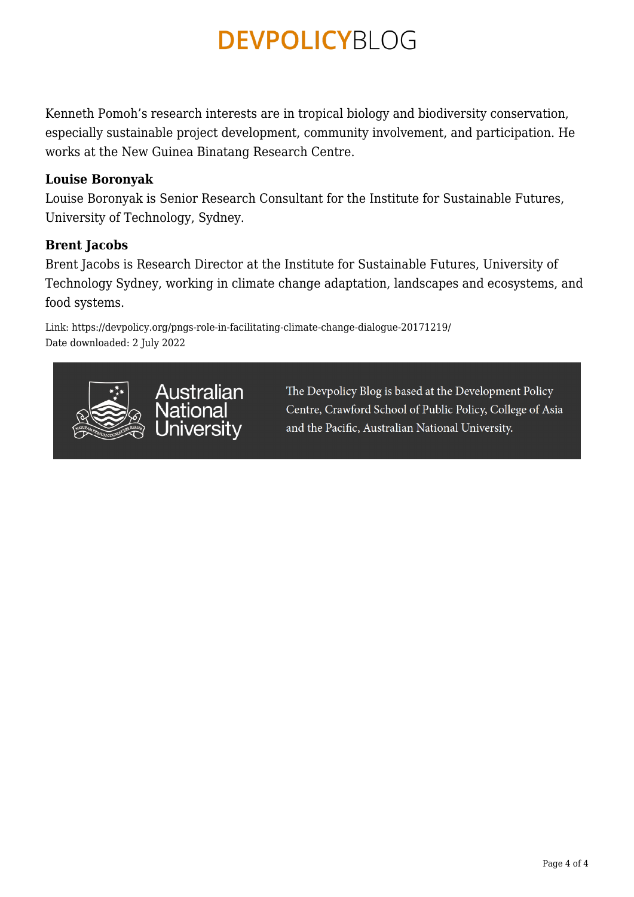Kenneth Pomoh's research interests are in tropical biology and biodiversity conservation, especially sustainable project development, community involvement, and participation. He works at the New Guinea Binatang Research Centre.

**Louise Boronyak**

Louise Boronyak is Senior Research Consultant for the Institute for Sustainable Futures, University of Technology, Sydney.

**Brent Jacobs**

Brent Jacobs is Research Director at the Institute for Sustainable Futures, University of Technology Sydney, working in climate change adaptation, landscapes and ecosystems, and food systems.

Link: https://devpolicy.org/pngs-role-in-facilitating-climate-change-dialogue-20171219/
Date downloaded: 2 July 2022

Australian National University

The Devpolicy Blog is based at the Development Policy Centre, Crawford School of Public Policy, College of Asia and the Pacific, Australian National University.